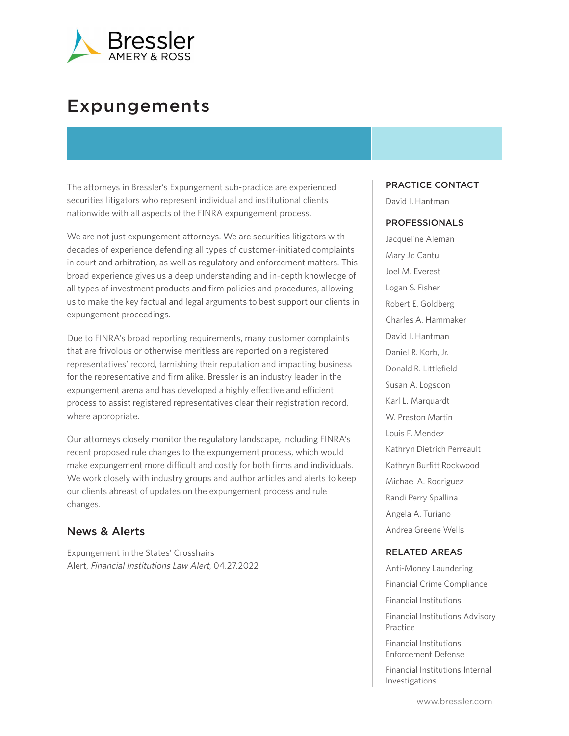Bressler
AMERY & ROSS

# Expungements

The attorneys in Bressler's Expungement sub-practice are experienced securities litigators who represent individual and institutional clients nationwide with all aspects of the FINRA expungement process.

We are not just expungement attorneys. We are securities litigators with decades of experience defending all types of customer-initiated complaints in court and arbitration, as well as regulatory and enforcement matters. This broad experience gives us a deep understanding and in-depth knowledge of all types of investment products and firm policies and procedures, allowing us to make the key factual and legal arguments to best support our clients in expungement proceedings.

Due to FINRA's broad reporting requirements, many customer complaints that are frivolous or otherwise meritless are reported on a registered representatives' record, tarnishing their reputation and impacting business for the representative and firm alike. Bressler is an industry leader in the expungement arena and has developed a highly effective and efficient process to assist registered representatives clear their registration record, where appropriate.

Our attorneys closely monitor the regulatory landscape, including FINRA's recent proposed rule changes to the expungement process, which would make expungement more difficult and costly for both firms and individuals. We work closely with industry groups and author articles and alerts to keep our clients abreast of updates on the expungement process and rule changes.

## News & Alerts

Expungement in the States' Crosshairs
Alert, *Financial Institutions Law Alert*, 04.27.2022

### PRACTICE CONTACT

David I. Hantman

### PROFESSIONALS

Jacqueline Aleman

Mary Jo Cantu

Joel M. Everest

Logan S. Fisher

Robert E. Goldberg

Charles A. Hammaker

David I. Hantman

Daniel R. Korb, Jr.

Donald R. Littlefield

Susan A. Logsdon

Karl L. Marquardt

W. Preston Martin

Louis F. Mendez

Kathryn Dietrich Perreault

Kathryn Burfitt Rockwood

Michael A. Rodriguez

Randi Perry Spallina

Angela A. Turiano

Andrea Greene Wells

### RELATED AREAS

Anti-Money Laundering

Financial Crime Compliance

Financial Institutions

Financial Institutions Advisory Practice

Financial Institutions Enforcement Defense

Financial Institutions Internal Investigations

www.bressler.com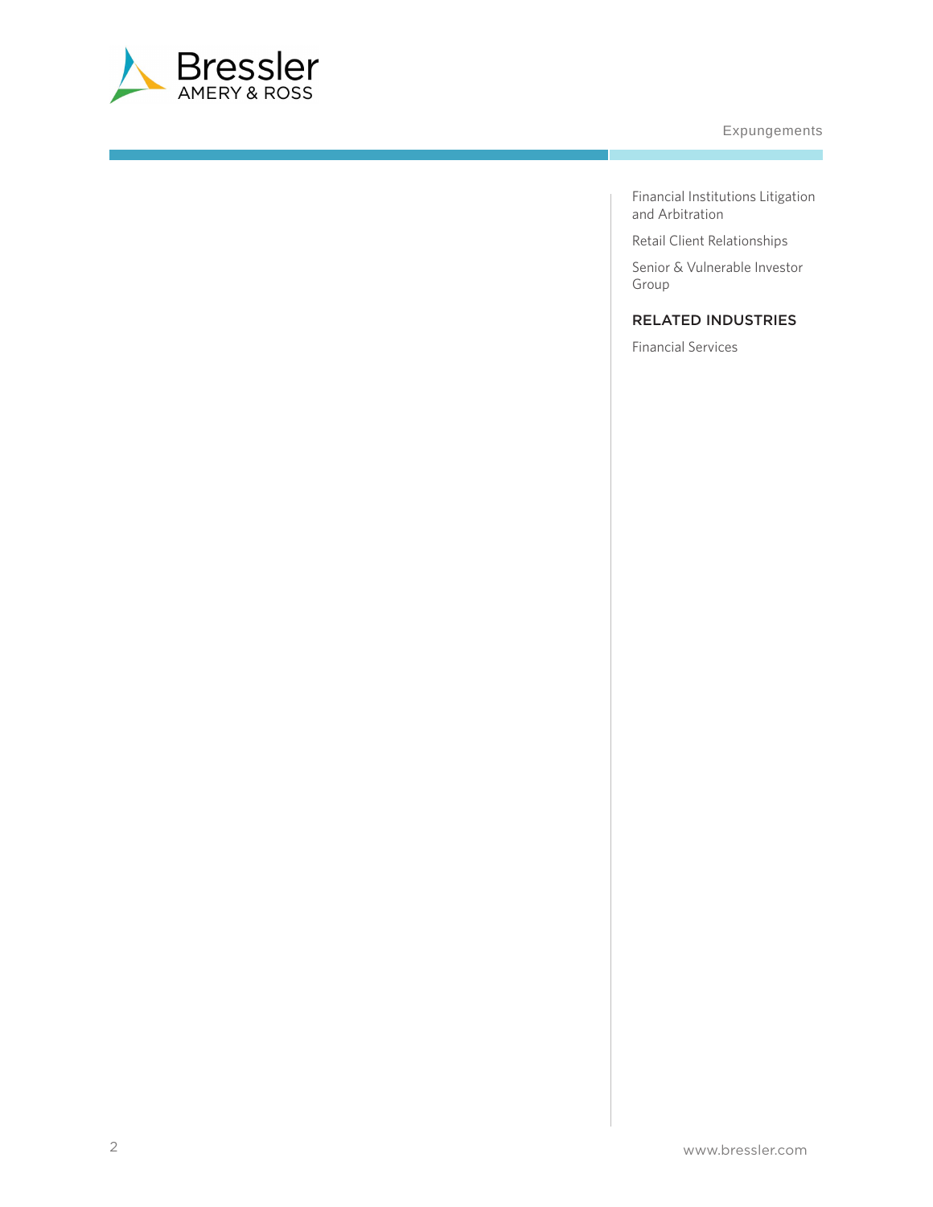Financial Institutions Litigation and Arbitration

Retail Client Relationships

Senior & Vulnerable Investor Group

## RELATED INDUSTRIES

Financial Services